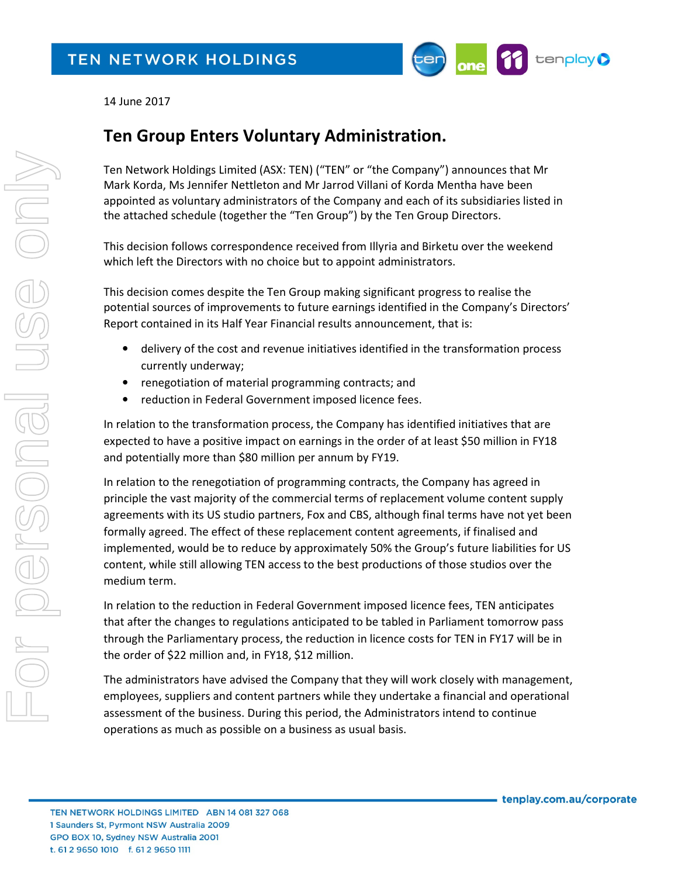14 June 2017

# Ten Group Enters Voluntary Administration.

Ten Network Holdings Limited (ASX: TEN) ("TEN" or "the Company") announces that Mr Mark Korda, Ms Jennifer Nettleton and Mr Jarrod Villani of Korda Mentha have been appointed as voluntary administrators of the Company and each of its subsidiaries listed in the attached schedule (together the "Ten Group") by the Ten Group Directors.

This decision follows correspondence received from Illyria and Birketu over the weekend which left the Directors with no choice but to appoint administrators.

This decision comes despite the Ten Group making significant progress to realise the potential sources of improvements to future earnings identified in the Company's Directors' Report contained in its Half Year Financial results announcement, that is:

- delivery of the cost and revenue initiatives identified in the transformation process currently underway;
- renegotiation of material programming contracts; and
- reduction in Federal Government imposed licence fees.

In relation to the transformation process, the Company has identified initiatives that are expected to have a positive impact on earnings in the order of at least $50 million in FY18 and potentially more than $80 million per annum by FY19.

In relation to the renegotiation of programming contracts, the Company has agreed in principle the vast majority of the commercial terms of replacement volume content supply agreements with its US studio partners, Fox and CBS, although final terms have not yet been formally agreed. The effect of these replacement content agreements, if finalised and implemented, would be to reduce by approximately 50% the Group's future liabilities for US content, while still allowing TEN access to the best productions of those studios over the medium term.

In relation to the reduction in Federal Government imposed licence fees, TEN anticipates that after the changes to regulations anticipated to be tabled in Parliament tomorrow pass through the Parliamentary process, the reduction in licence costs for TEN in FY17 will be in the order of $22 million and, in FY18, $12 million.

The administrators have advised the Company that they will work closely with management, employees, suppliers and content partners while they undertake a financial and operational assessment of the business. During this period, the Administrators intend to continue operations as much as possible on a business as usual basis.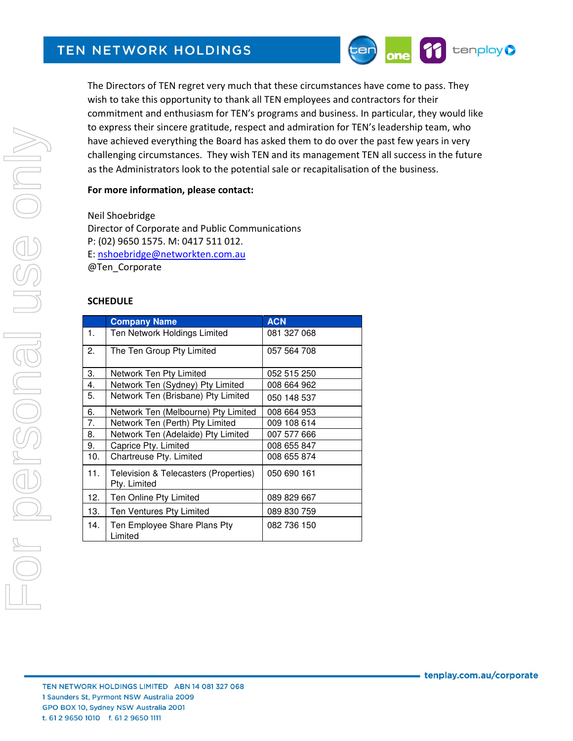The Directors of TEN regret very much that these circumstances have come to pass. They wish to take this opportunity to thank all TEN employees and contractors for their commitment and enthusiasm for TEN's programs and business. In particular, they would like to express their sincere gratitude, respect and admiration for TEN's leadership team, who have achieved everything the Board has asked them to do over the past few years in very challenging circumstances. They wish TEN and its management TEN all success in the future as the Administrators look to the potential sale or recapitalisation of the business.

**For more information, please contact:**

Neil Shoebridge
Director of Corporate and Public Communications
P: (02) 9650 1575. M: 0417 511 012.
E: nshoebridge@networkten.com.au
@Ten_Corporate

**SCHEDULE**

| | Company Name | ACN |
|---|---|---|
| 1. | Ten Network Holdings Limited | 081 327 068 |
| 2. | The Ten Group Pty Limited | 057 564 708 |
| 3. | Network Ten Pty Limited | 052 515 250 |
| 4. | Network Ten (Sydney) Pty Limited | 008 664 962 |
| 5. | Network Ten (Brisbane) Pty Limited | 050 148 537 |
| 6. | Network Ten (Melbourne) Pty Limited | 008 664 953 |
| 7. | Network Ten (Perth) Pty Limited | 009 108 614 |
| 8. | Network Ten (Adelaide) Pty Limited | 007 577 666 |
| 9. | Caprice Pty. Limited | 008 655 847 |
| 10. | Chartreuse Pty. Limited | 008 655 874 |
| 11. | Television & Telecasters (Properties) Pty. Limited | 050 690 161 |
| 12. | Ten Online Pty Limited | 089 829 667 |
| 13. | Ten Ventures Pty Limited | 089 830 759 |
| 14. | Ten Employee Share Plans Pty Limited | 082 736 150 |